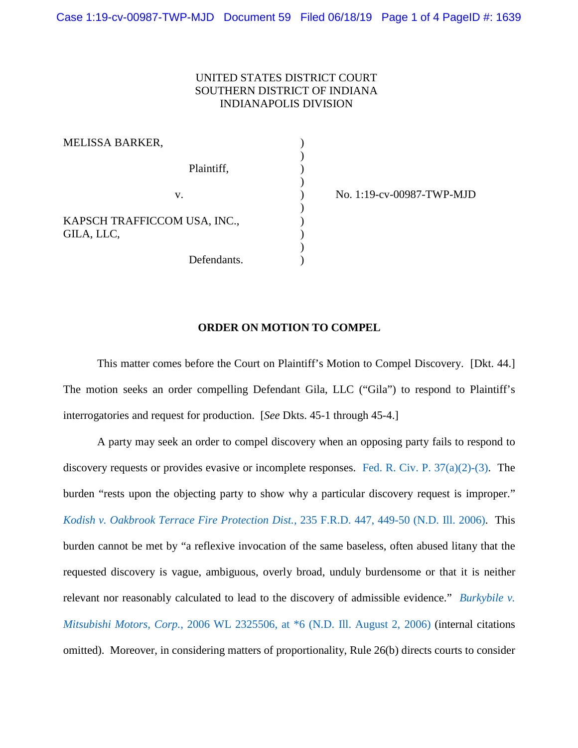UNITED STATES DISTRICT COURT
SOUTHERN DISTRICT OF INDIANA
INDIANAPOLIS DIVISION

MELISSA BARKER,

Plaintiff,

v.

KAPSCH TRAFFICCOM USA, INC.,
GILA, LLC,

Defendants.

No. 1:19-cv-00987-TWP-MJD

**ORDER ON MOTION TO COMPEL**

This matter comes before the Court on Plaintiff's Motion to Compel Discovery. [Dkt. 44.] The motion seeks an order compelling Defendant Gila, LLC ("Gila") to respond to Plaintiff's interrogatories and request for production. [*See* Dkts. 45-1 through 45-4.]

A party may seek an order to compel discovery when an opposing party fails to respond to discovery requests or provides evasive or incomplete responses. Fed. R. Civ. P. 37(a)(2)-(3). The burden "rests upon the objecting party to show why a particular discovery request is improper." *Kodish v. Oakbrook Terrace Fire Protection Dist.*, 235 F.R.D. 447, 449-50 (N.D. Ill. 2006). This burden cannot be met by "a reflexive invocation of the same baseless, often abused litany that the requested discovery is vague, ambiguous, overly broad, unduly burdensome or that it is neither relevant nor reasonably calculated to lead to the discovery of admissible evidence." *Burkybile v. Mitsubishi Motors, Corp.*, 2006 WL 2325506, at *6 (N.D. Ill. August 2, 2006) (internal citations omitted). Moreover, in considering matters of proportionality, Rule 26(b) directs courts to consider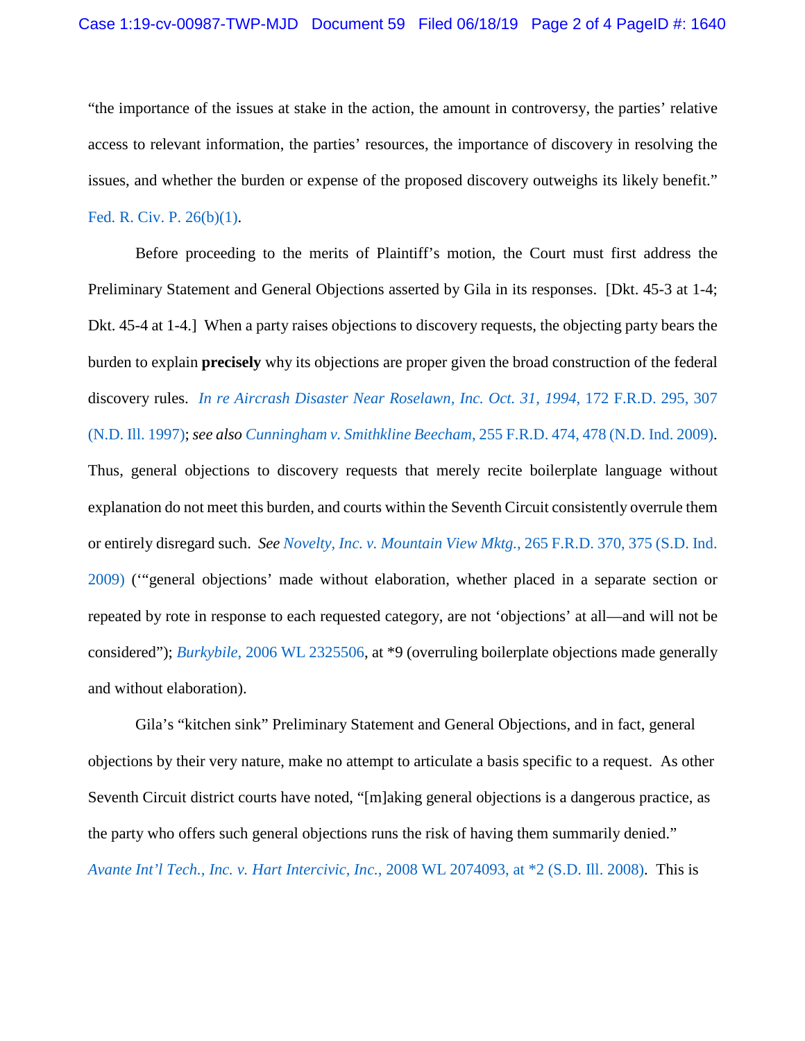"the importance of the issues at stake in the action, the amount in controversy, the parties' relative access to relevant information, the parties' resources, the importance of discovery in resolving the issues, and whether the burden or expense of the proposed discovery outweighs its likely benefit." Fed. R. Civ. P. 26(b)(1).

Before proceeding to the merits of Plaintiff's motion, the Court must first address the Preliminary Statement and General Objections asserted by Gila in its responses. [Dkt. 45-3 at 1-4; Dkt. 45-4 at 1-4.] When a party raises objections to discovery requests, the objecting party bears the burden to explain **precisely** why its objections are proper given the broad construction of the federal discovery rules. *In re Aircrash Disaster Near Roselawn, Inc. Oct. 31, 1994*, 172 F.R.D. 295, 307 (N.D. Ill. 1997); *see also* *Cunningham v. Smithkline Beecham*, 255 F.R.D. 474, 478 (N.D. Ind. 2009). Thus, general objections to discovery requests that merely recite boilerplate language without explanation do not meet this burden, and courts within the Seventh Circuit consistently overrule them or entirely disregard such. *See* *Novelty, Inc. v. Mountain View Mktg.*, 265 F.R.D. 370, 375 (S.D. Ind. 2009) ('"general objections' made without elaboration, whether placed in a separate section or repeated by rote in response to each requested category, are not 'objections' at all—and will not be considered"); *Burkybile*, 2006 WL 2325506, at *9 (overruling boilerplate objections made generally and without elaboration).

Gila's "kitchen sink" Preliminary Statement and General Objections, and in fact, general objections by their very nature, make no attempt to articulate a basis specific to a request. As other Seventh Circuit district courts have noted, "[m]aking general objections is a dangerous practice, as the party who offers such general objections runs the risk of having them summarily denied." *Avante Int'l Tech., Inc. v. Hart Intercivic, Inc.*, 2008 WL 2074093, at *2 (S.D. Ill. 2008). This is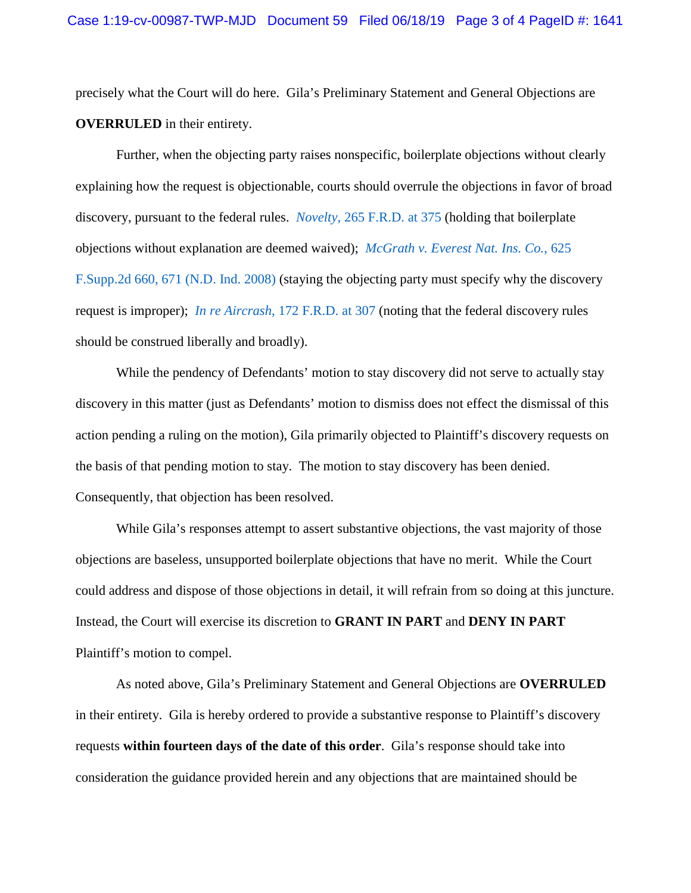precisely what the Court will do here. Gila's Preliminary Statement and General Objections are **OVERRULED** in their entirety.

Further, when the objecting party raises nonspecific, boilerplate objections without clearly explaining how the request is objectionable, courts should overrule the objections in favor of broad discovery, pursuant to the federal rules. *Novelty*, 265 F.R.D. at 375 (holding that boilerplate objections without explanation are deemed waived); *McGrath v. Everest Nat. Ins. Co.*, 625 F.Supp.2d 660, 671 (N.D. Ind. 2008) (staying the objecting party must specify why the discovery request is improper); *In re Aircrash*, 172 F.R.D. at 307 (noting that the federal discovery rules should be construed liberally and broadly).

While the pendency of Defendants' motion to stay discovery did not serve to actually stay discovery in this matter (just as Defendants' motion to dismiss does not effect the dismissal of this action pending a ruling on the motion), Gila primarily objected to Plaintiff's discovery requests on the basis of that pending motion to stay. The motion to stay discovery has been denied. Consequently, that objection has been resolved.

While Gila's responses attempt to assert substantive objections, the vast majority of those objections are baseless, unsupported boilerplate objections that have no merit. While the Court could address and dispose of those objections in detail, it will refrain from so doing at this juncture. Instead, the Court will exercise its discretion to **GRANT IN PART** and **DENY IN PART** Plaintiff's motion to compel.

As noted above, Gila's Preliminary Statement and General Objections are **OVERRULED** in their entirety. Gila is hereby ordered to provide a substantive response to Plaintiff's discovery requests **within fourteen days of the date of this order**. Gila's response should take into consideration the guidance provided herein and any objections that are maintained should be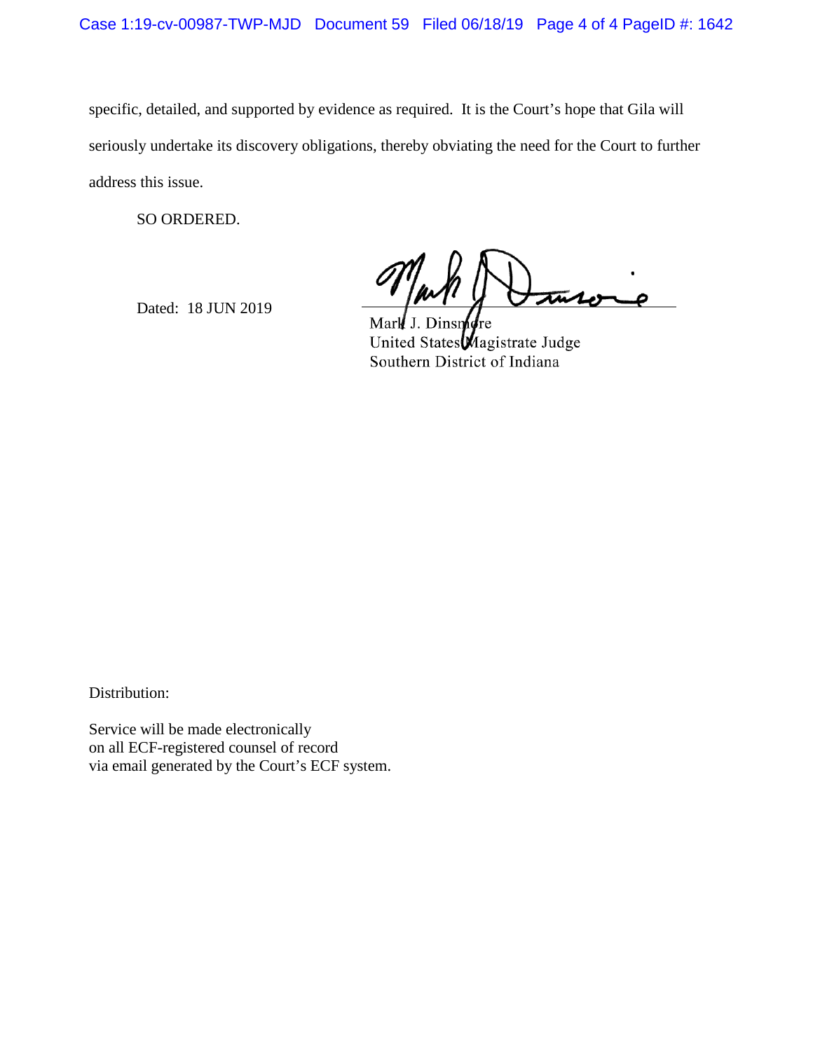specific, detailed, and supported by evidence as required. It is the Court's hope that Gila will seriously undertake its discovery obligations, thereby obviating the need for the Court to further address this issue.

SO ORDERED.

Dated: 18 JUN 2019

Mark J. Dinsmore
United States Magistrate Judge
Southern District of Indiana

Distribution:

Service will be made electronically
on all ECF-registered counsel of record
via email generated by the Court's ECF system.